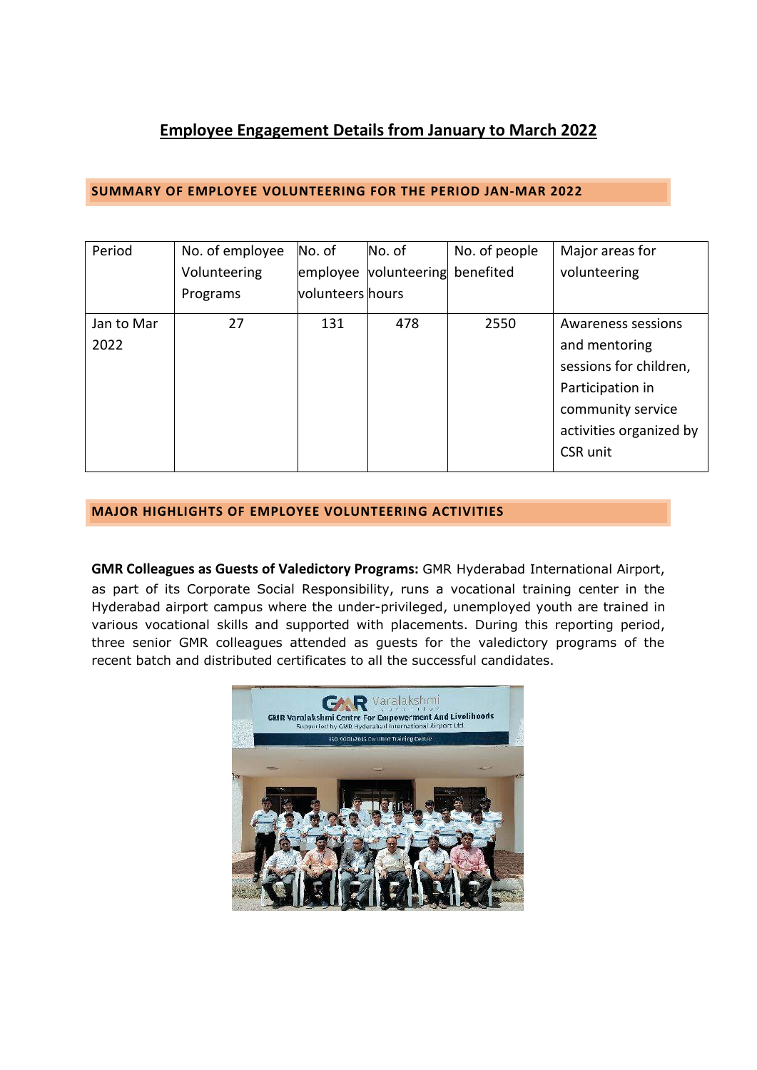# Employee Engagement Details from January to March 2022

## SUMMARY OF EMPLOYEE VOLUNTEERING FOR THE PERIOD JAN-MAR 2022

| Period | No. of employee Volunteering Programs | No. of employee volunteers | No. of volunteering hours | No. of people benefited | Major areas for volunteering |
|---|---|---|---|---|---|
| Jan to Mar 2022 | 27 | 131 | 478 | 2550 | Awareness sessions and mentoring sessions for children, Participation in community service activities organized by CSR unit |

## MAJOR HIGHLIGHTS OF EMPLOYEE VOLUNTEERING ACTIVITIES

**GMR Colleagues as Guests of Valedictory Programs:** GMR Hyderabad International Airport, as part of its Corporate Social Responsibility, runs a vocational training center in the Hyderabad airport campus where the under-privileged, unemployed youth are trained in various vocational skills and supported with placements. During this reporting period, three senior GMR colleagues attended as guests for the valedictory programs of the recent batch and distributed certificates to all the successful candidates.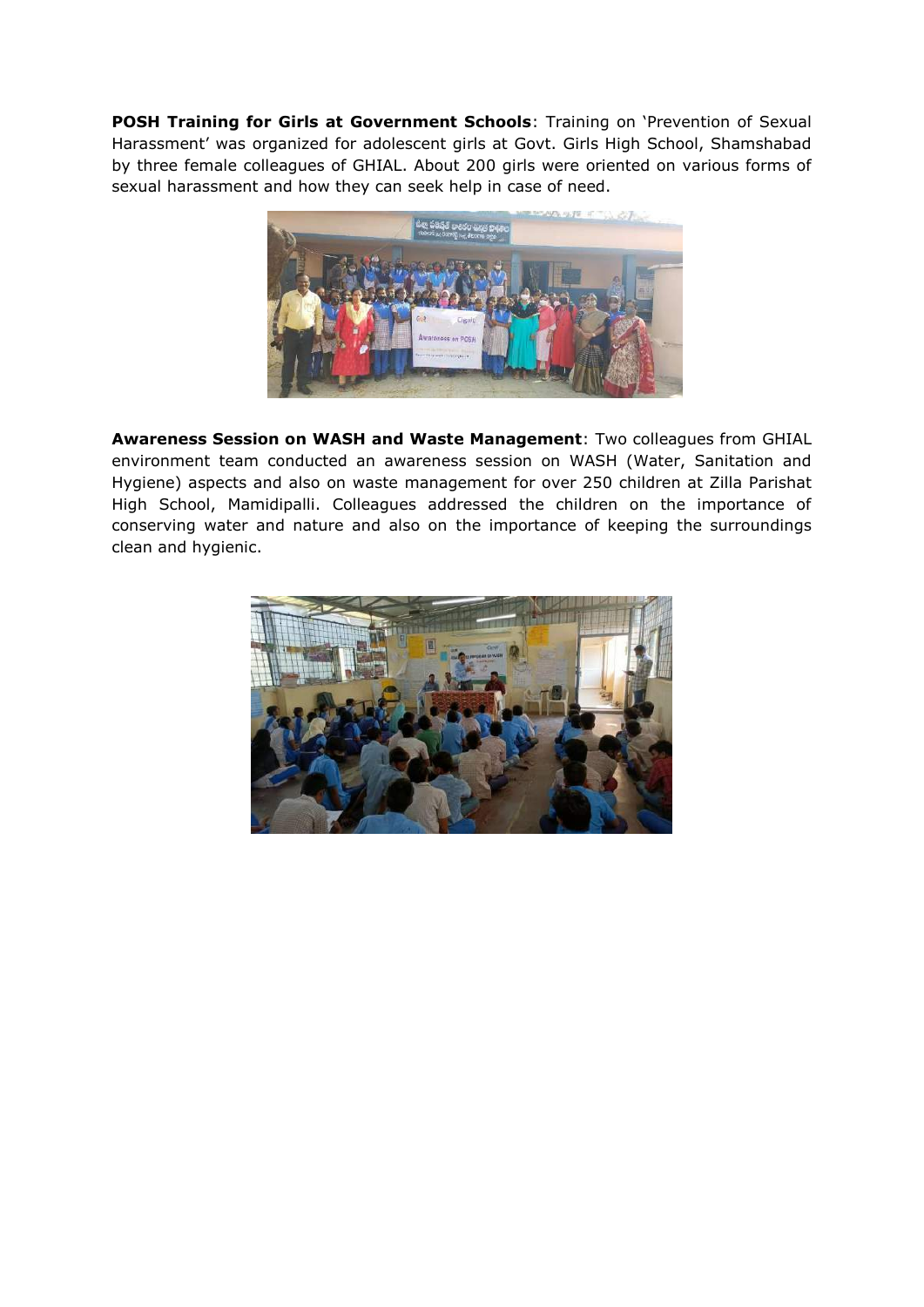**POSH Training for Girls at Government Schools**: Training on 'Prevention of Sexual Harassment' was organized for adolescent girls at Govt. Girls High School, Shamshabad by three female colleagues of GHIAL. About 200 girls were oriented on various forms of sexual harassment and how they can seek help in case of need.

**Awareness Session on WASH and Waste Management**: Two colleagues from GHIAL environment team conducted an awareness session on WASH (Water, Sanitation and Hygiene) aspects and also on waste management for over 250 children at Zilla Parishat High School, Mamidipalli. Colleagues addressed the children on the importance of conserving water and nature and also on the importance of keeping the surroundings clean and hygienic.